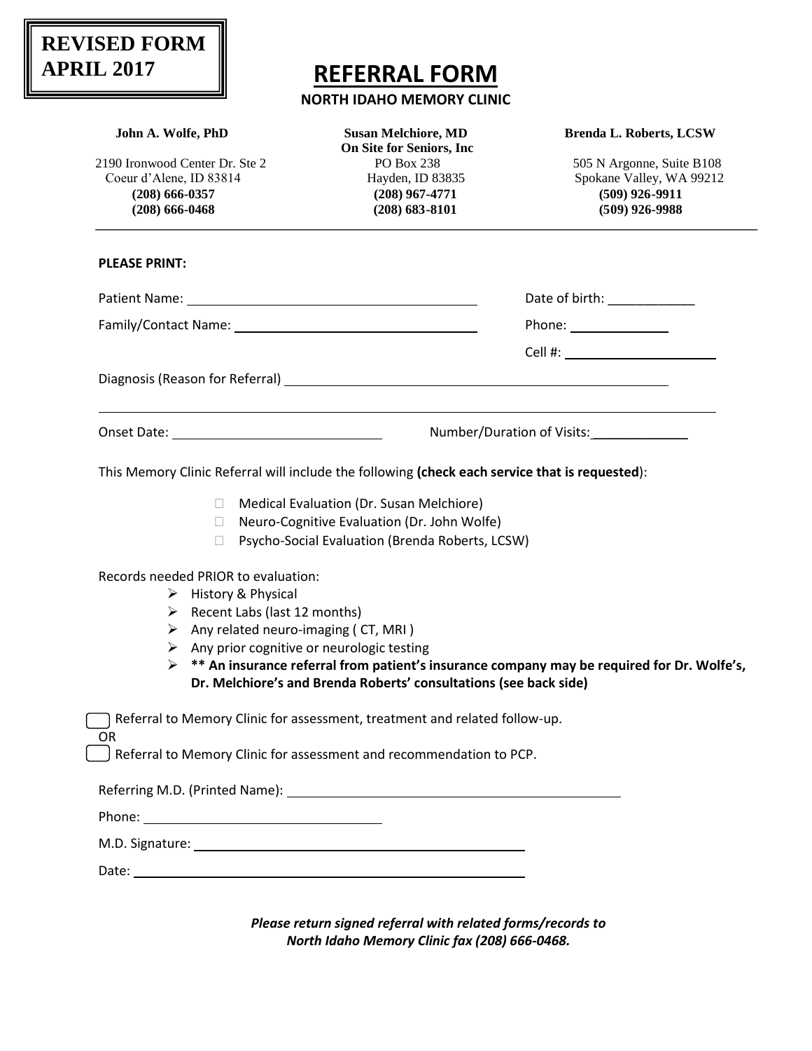**REVISED FORM APRIL 2017**

# REFERRAL FORM

**NORTH IDAHO MEMORY CLINIC**

| **John A. Wolfe, PhD** | **Susan Melchiore, MD** | **Brenda L. Roberts, LCSW** |
|---|---|---|
| | **On Site for Seniors, Inc** | |
| 2190 Ironwood Center Dr. Ste 2 | PO Box 238 | 505 N Argonne, Suite B108 |
| Coeur d'Alene, ID 83814 | Hayden, ID 83835 | Spokane Valley, WA 99212 |
| **(208) 666-0357** | **(208) 967-4771** | **(509) 926-9911** |
| **(208) 666-0468** | **(208) 683-8101** | **(509) 926-9988** |

---

**PLEASE PRINT:**

Patient Name: ______________________________ Date of birth: ____________

Family/Contact Name: ______________________________ Phone: ____________

Cell #: ____________________

Diagnosis (Reason for Referral) ____________________________________________

______________________________________________________________________

Onset Date: ________________________ Number/Duration of Visits: ____________

This Memory Clinic Referral will include the following **(check each service that is requested)**:

- ☐ Medical Evaluation (Dr. Susan Melchiore)
- ☐ Neuro-Cognitive Evaluation (Dr. John Wolfe)
- ☐ Psycho-Social Evaluation (Brenda Roberts, LCSW)

Records needed PRIOR to evaluation:

- ➢ History & Physical
- ➢ Recent Labs (last 12 months)
- ➢ Any related neuro-imaging ( CT, MRI )
- ➢ Any prior cognitive or neurologic testing
- ➢ **** An insurance referral from patient's insurance company may be required for Dr. Wolfe's, Dr. Melchiore's and Brenda Roberts' consultations (see back side)**

☐ Referral to Memory Clinic for assessment, treatment and related follow-up.

OR

☐ Referral to Memory Clinic for assessment and recommendation to PCP.

Referring M.D. (Printed Name): ______________________________

Phone: ______________________

M.D. Signature: ______________________________

Date: ______________________________

***Please return signed referral with related forms/records to North Idaho Memory Clinic fax (208) 666-0468.***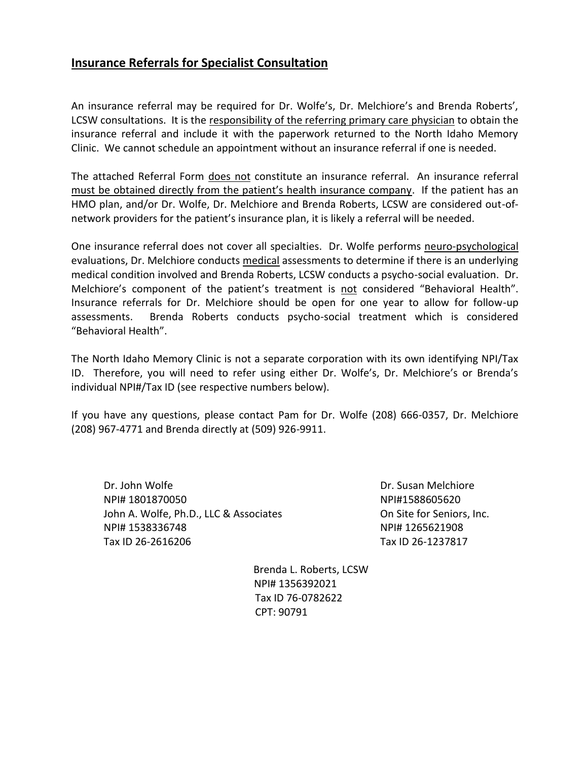## Insurance Referrals for Specialist Consultation

An insurance referral may be required for Dr. Wolfe's, Dr. Melchiore's and Brenda Roberts', LCSW consultations. It is the responsibility of the referring primary care physician to obtain the insurance referral and include it with the paperwork returned to the North Idaho Memory Clinic. We cannot schedule an appointment without an insurance referral if one is needed.

The attached Referral Form does not constitute an insurance referral. An insurance referral must be obtained directly from the patient's health insurance company. If the patient has an HMO plan, and/or Dr. Wolfe, Dr. Melchiore and Brenda Roberts, LCSW are considered out-of-network providers for the patient's insurance plan, it is likely a referral will be needed.

One insurance referral does not cover all specialties. Dr. Wolfe performs neuro-psychological evaluations, Dr. Melchiore conducts medical assessments to determine if there is an underlying medical condition involved and Brenda Roberts, LCSW conducts a psycho-social evaluation. Dr. Melchiore's component of the patient's treatment is not considered "Behavioral Health". Insurance referrals for Dr. Melchiore should be open for one year to allow for follow-up assessments. Brenda Roberts conducts psycho-social treatment which is considered "Behavioral Health".

The North Idaho Memory Clinic is not a separate corporation with its own identifying NPI/Tax ID. Therefore, you will need to refer using either Dr. Wolfe's, Dr. Melchiore's or Brenda's individual NPI#/Tax ID (see respective numbers below).

If you have any questions, please contact Pam for Dr. Wolfe (208) 666-0357, Dr. Melchiore (208) 967-4771 and Brenda directly at (509) 926-9911.

Dr. John Wolfe
NPI# 1801870050
John A. Wolfe, Ph.D., LLC & Associates
NPI# 1538336748
Tax ID 26-2616206

Dr. Susan Melchiore
NPI#1588605620
On Site for Seniors, Inc.
NPI# 1265621908
Tax ID 26-1237817

Brenda L. Roberts, LCSW
NPI# 1356392021
Tax ID 76-0782622
CPT: 90791